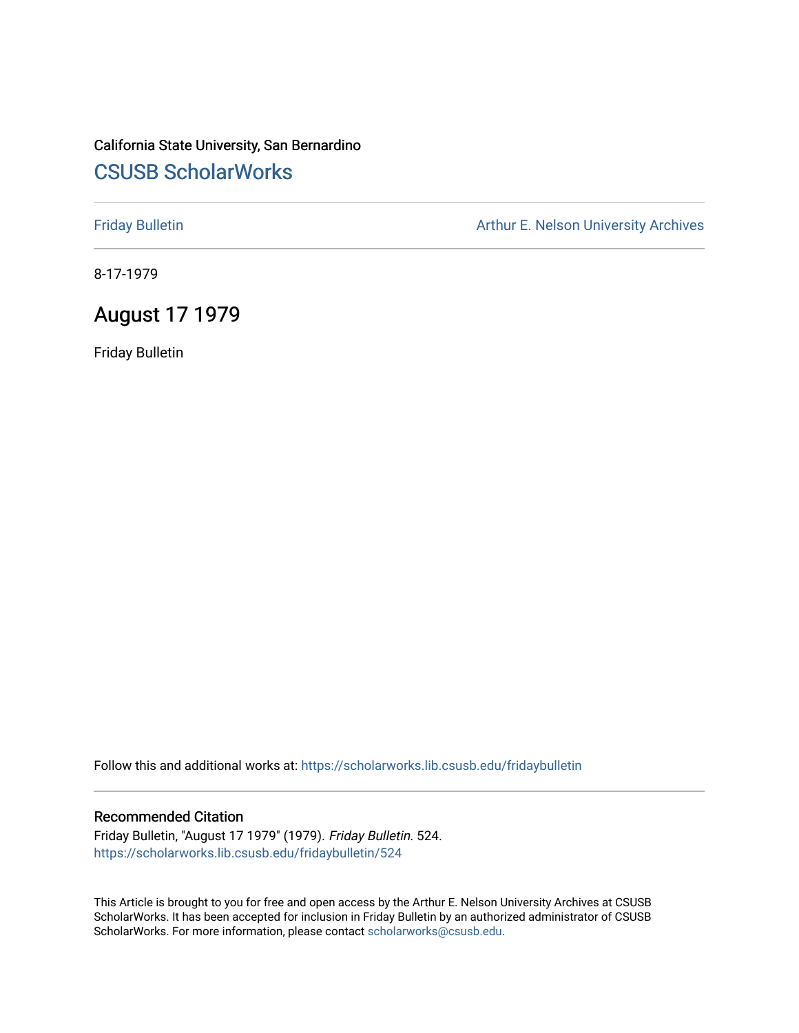California State University, San Bernardino

# CSUSB ScholarWorks

Friday Bulletin

Arthur E. Nelson University Archives

8-17-1979

## August 17 1979

Friday Bulletin

Follow this and additional works at: https://scholarworks.lib.csusb.edu/fridaybulletin

### Recommended Citation

Friday Bulletin, "August 17 1979" (1979). *Friday Bulletin*. 524.
https://scholarworks.lib.csusb.edu/fridaybulletin/524

This Article is brought to you for free and open access by the Arthur E. Nelson University Archives at CSUSB ScholarWorks. It has been accepted for inclusion in Friday Bulletin by an authorized administrator of CSUSB ScholarWorks. For more information, please contact scholarworks@csusb.edu.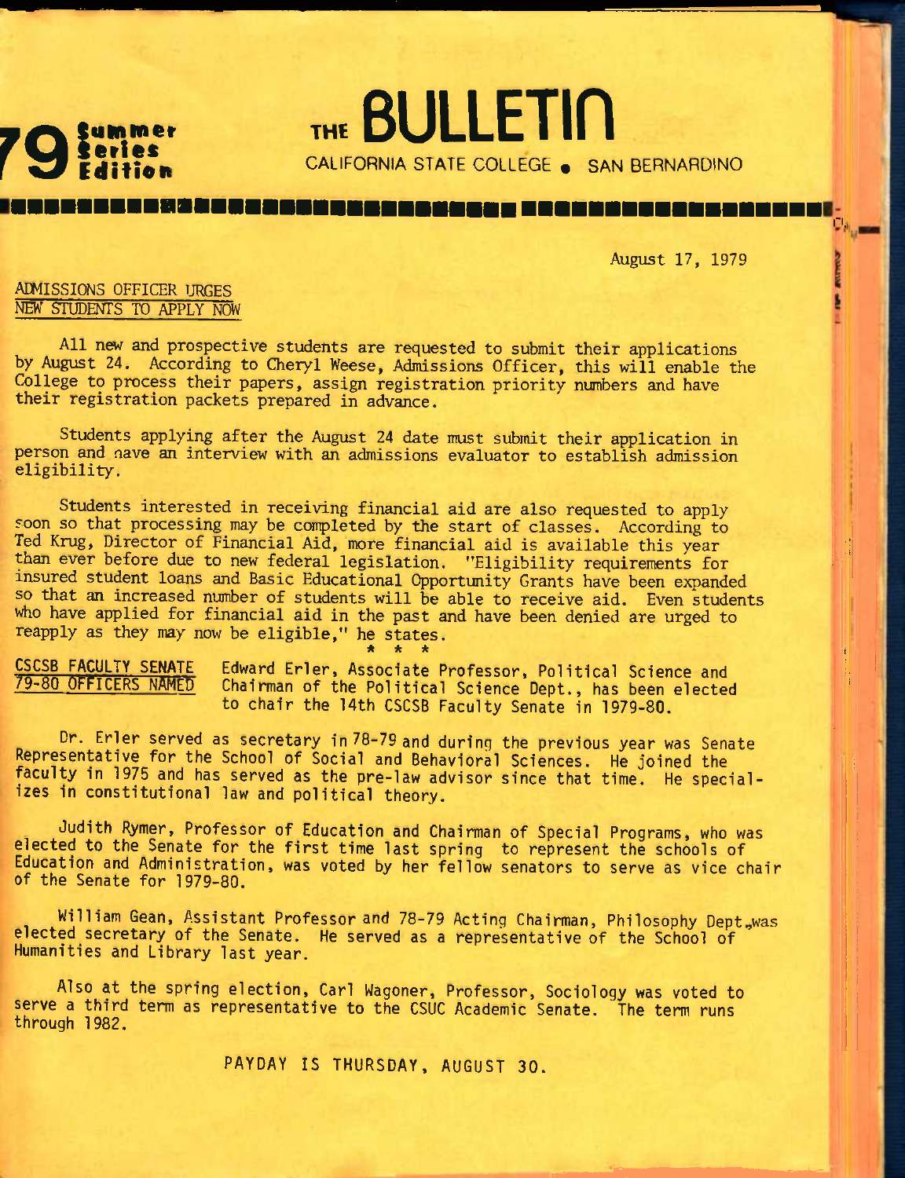# THE BULLETIN

**79 Summer Series Edition**

CALIFORNIA STATE COLLEGE • SAN BERNARDINO

August 17, 1979

## ADMISSIONS OFFICER URGES NEW STUDENTS TO APPLY NOW

All new and prospective students are requested to submit their applications by August 24. According to Cheryl Weese, Admissions Officer, this will enable the College to process their papers, assign registration priority numbers and have their registration packets prepared in advance.

Students applying after the August 24 date must submit their application in person and have an interview with an admissions evaluator to establish admission eligibility.

Students interested in receiving financial aid are also requested to apply soon so that processing may be completed by the start of classes. According to Ted Krug, Director of Financial Aid, more financial aid is available this year than ever before due to new federal legislation. "Eligibility requirements for insured student loans and Basic Educational Opportunity Grants have been expanded so that an increased number of students will be able to receive aid. Even students who have applied for financial aid in the past and have been denied are urged to reapply as they may now be eligible," he states.

\* \* \*

## CSCSB FACULTY SENATE 79-80 OFFICERS NAMED

Edward Erler, Associate Professor, Political Science and Chairman of the Political Science Dept., has been elected to chair the 14th CSCSB Faculty Senate in 1979-80.

Dr. Erler served as secretary in 78-79 and during the previous year was Senate Representative for the School of Social and Behavioral Sciences. He joined the faculty in 1975 and has served as the pre-law advisor since that time. He specializes in constitutional law and political theory.

Judith Rymer, Professor of Education and Chairman of Special Programs, who was elected to the Senate for the first time last spring to represent the schools of Education and Administration, was voted by her fellow senators to serve as vice chair of the Senate for 1979-80.

William Gean, Assistant Professor and 78-79 Acting Chairman, Philosophy Dept.,was elected secretary of the Senate. He served as a representative of the School of Humanities and Library last year.

Also at the spring election, Carl Wagoner, Professor, Sociology was voted to serve a third term as representative to the CSUC Academic Senate. The term runs through 1982.

PAYDAY IS THURSDAY, AUGUST 30.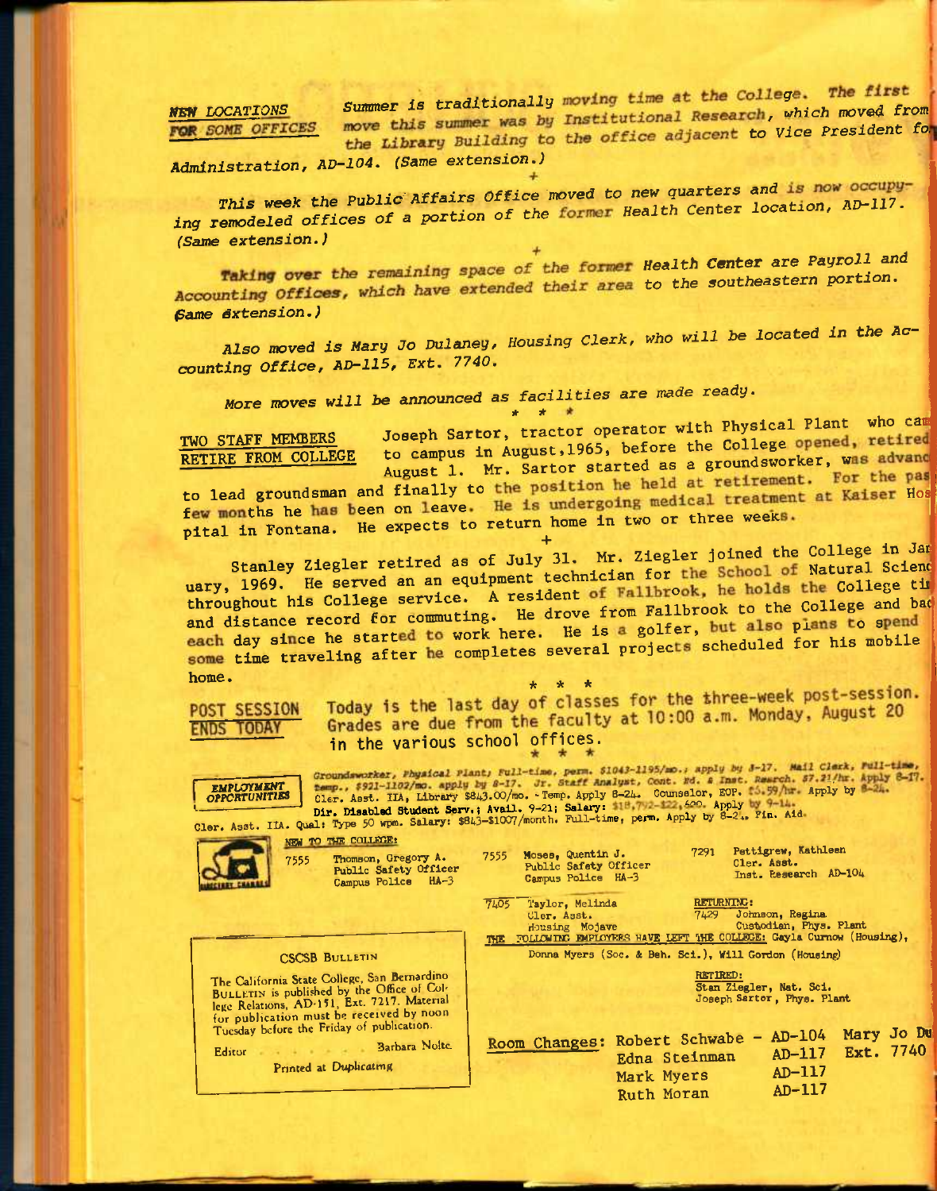**NEW LOCATIONS FOR SOME OFFICES**

*Summer is traditionally moving time at the College. The first move this summer was by Institutional Research, which moved from the Library Building to the office adjacent to Vice President for Administration, AD-104. (Same extension.)*

+

*This week the Public Affairs Office moved to new quarters and is now occupying remodeled offices of a portion of the former Health Center location, AD-117. (Same extension.)*

+

*Taking over the remaining space of the former Health Center are Payroll and Accounting Offices, which have extended their area to the southeastern portion. (Same extension.)*

*Also moved is Mary Jo Dulaney, Housing Clerk, who will be located in the Accounting Office, AD-115, Ext. 7740.*

*More moves will be announced as facilities are made ready.*

\* \* \*

**TWO STAFF MEMBERS RETIRE FROM COLLEGE**

Joseph Sartor, tractor operator with Physical Plant who came to campus in August, 1965, before the College opened, retired August 1. Mr. Sartor started as a groundsworker, was advanced to lead groundsman and finally to the position he held at retirement. For the past few months he has been on leave. He is undergoing medical treatment at Kaiser Hospital in Fontana. He expects to return home in two or three weeks.

+

Stanley Ziegler retired as of July 31. Mr. Ziegler joined the College in January, 1969. He served as an equipment technician for the School of Natural Science throughout his College service. A resident of Fallbrook, he holds the College time and distance record for commuting. He drove from Fallbrook to the College and back each day since he started to work here. He is a golfer, but also plans to spend some time traveling after he completes several projects scheduled for his mobile home.

\* \* \*

**POST SESSION ENDS TODAY**

Today is the last day of classes for the three-week post-session. Grades are due from the faculty at 10:00 a.m. Monday, August 20 in the various school offices.

\* \* \*

**EMPLOYMENT OPPORTUNITIES**

*Groundsworker, Physical Plant; Full-time, perm. $1043-1195/mo.; apply by 8-17. Mail Clerk, Full-time, temp., $921-1102/mo. apply by 8-17. Jr. Staff Analyst, Cont. Ed. & Inst. Resrch. $7.21/hr. Apply 8-17.* Cler. Asst. IIA, Library $843.00/mo. - Temp. Apply 8-24. Counselor, EOP. $5.59/hr. Apply by 8-24. **Dir. Disabled Student Serv.; Avail. 9-21; Salary: $18,792-$22,600. Apply by 9-14.** Cler. Asst. IIA. Qual: Type 50 wpm. Salary: $843-$1007/month. Full-time, perm. Apply by 8-24. Fin. Aid.

**DIRECTORY CHANGES**

NEW TO THE COLLEGE:

7555 Thomson, Gregory A.
Public Safety Officer
Campus Police HA-3

7555 Moses, Quentin J.
Public Safety Officer
Campus Police HA-3

7291 Pettigrew, Kathleen
Cler. Asst.
Inst. Research AD-104

7405 Taylor, Melinda
Cler. Asst.
Housing Mojave

RETURNING:
7429 Johnson, Regina
Custodian, Phys. Plant

THE FOLLOWING EMPLOYEES HAVE LEFT THE COLLEGE: Gayla Curnow (Housing), Donna Myers (Soc. & Beh. Sci.), Will Gordon (Housing)

RETIRED:
Stan Ziegler, Nat. Sci.
Joseph Sartor, Phys. Plant

Room Changes:

| | | |
|---|---|---|
| Robert Schwabe | AD-104 | Mary Jo Du[laney] |
| Edna Steinman | AD-117 | Ext. 7740 |
| Mark Myers | AD-117 | |
| Ruth Moran | AD-117 | |

**CSCSB BULLETIN**

The California State College, San Bernardino BULLETIN is published by the Office of College Relations, AD-151, Ext. 7217. Material for publication must be received by noon Tuesday before the Friday of publication.

Editor . . . . . . . Barbara Nolte

Printed at Duplicating